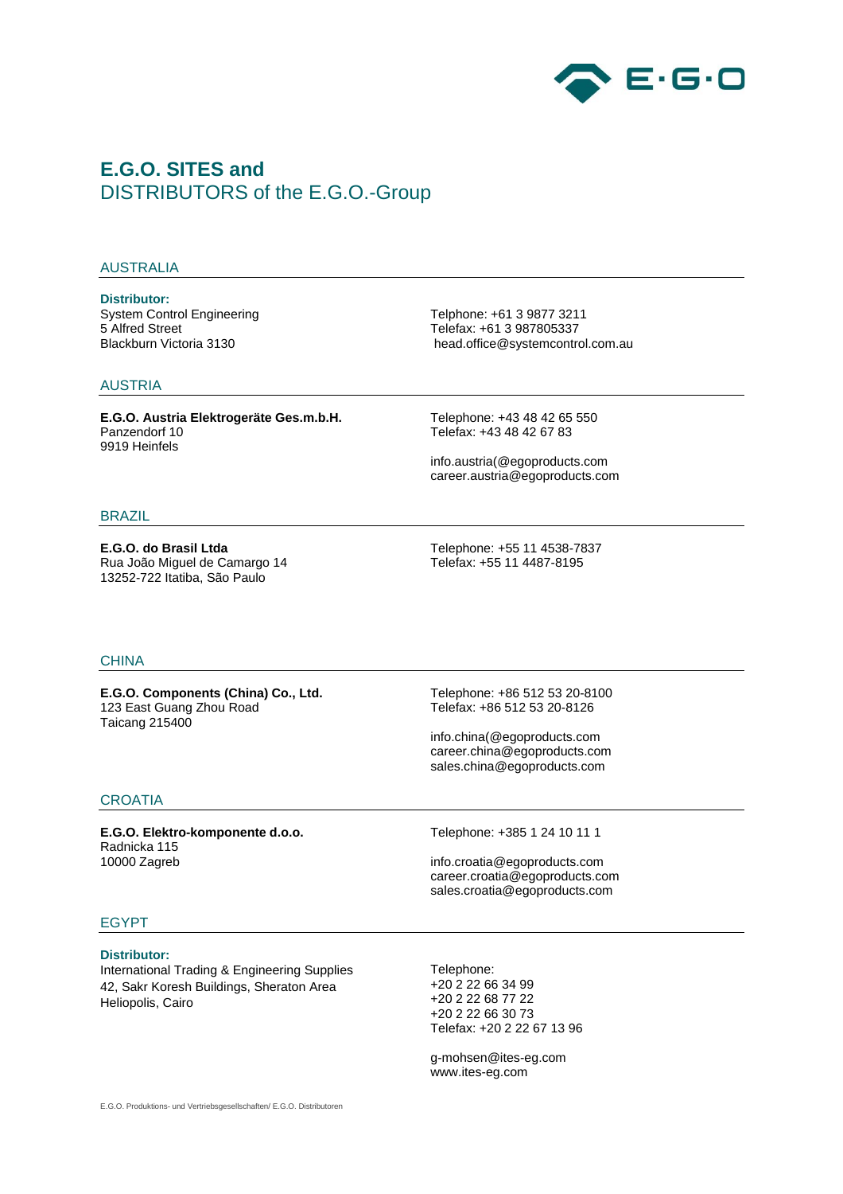# E.G.O. SITES and
DISTRIBUTORS of the E.G.O.-Group

## AUSTRALIA

**Distributor:**
System Control Engineering
5 Alfred Street
Blackburn Victoria 3130

Telphone: +61 3 9877 3211
Telefax: +61 3 987805337
head.office@systemcontrol.com.au

## AUSTRIA

**E.G.O. Austria Elektrogeräte Ges.m.b.H.**
Panzendorf 10
9919 Heinfels

Telephone: +43 48 42 65 550
Telefax: +43 48 42 67 83

info.austria(@egoproducts.com
career.austria@egoproducts.com

## BRAZIL

**E.G.O. do Brasil Ltda**
Rua João Miguel de Camargo 14
13252-722 Itatiba, São Paulo

Telephone: +55 11 4538-7837
Telefax: +55 11 4487-8195

## CHINA

**E.G.O. Components (China) Co., Ltd.**
123 East Guang Zhou Road
Taicang 215400

Telephone: +86 512 53 20-8100
Telefax: +86 512 53 20-8126

info.china(@egoproducts.com
career.china@egoproducts.com
sales.china@egoproducts.com

## CROATIA

**E.G.O. Elektro-komponente d.o.o.**
Radnicka 115
10000 Zagreb

Telephone: +385 1 24 10 11 1

info.croatia@egoproducts.com
career.croatia@egoproducts.com
sales.croatia@egoproducts.com

## EGYPT

**Distributor:**
International Trading & Engineering Supplies
42, Sakr Koresh Buildings, Sheraton Area
Heliopolis, Cairo

Telephone:
+20 2 22 66 34 99
+20 2 22 68 77 22
+20 2 22 66 30 73
Telefax: +20 2 22 67 13 96

g-mohsen@ites-eg.com
www.ites-eg.com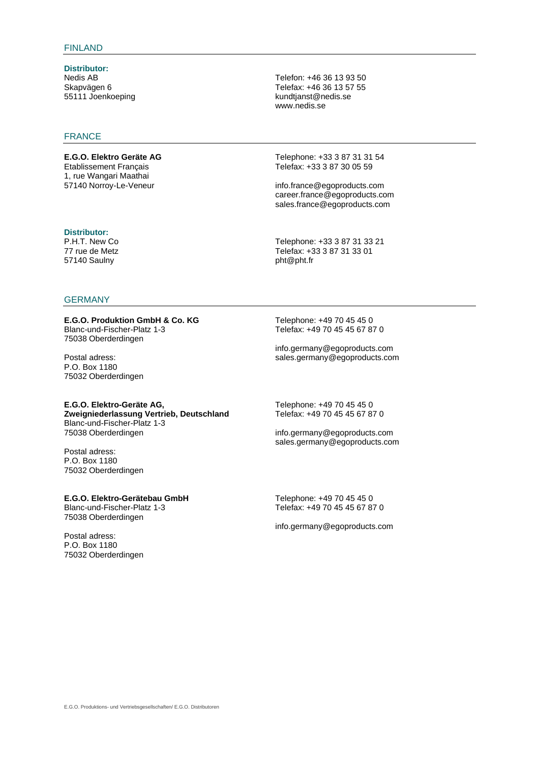## FINLAND

**Distributor:**
Nedis AB
Skapvägen 6
55111 Joenkoeping

Telefon: +46 36 13 93 50
Telefax: +46 36 13 57 55
kundtjanst@nedis.se
www.nedis.se

## FRANCE

**E.G.O. Elektro Geräte AG**
Etablissement Français
1, rue Wangari Maathai
57140 Norroy-Le-Veneur

Telephone: +33 3 87 31 31 54
Telefax: +33 3 87 30 05 59

info.france@egoproducts.com
career.france@egoproducts.com
sales.france@egoproducts.com

**Distributor:**
P.H.T. New Co
77 rue de Metz
57140 Saulny

Telephone: +33 3 87 31 33 21
Telefax: +33 3 87 31 33 01
pht@pht.fr

## GERMANY

**E.G.O. Produktion GmbH & Co. KG**
Blanc-und-Fischer-Platz 1-3
75038 Oberderdingen

Postal adress:
P.O. Box 1180
75032 Oberderdingen

Telephone: +49 70 45 45 0
Telefax: +49 70 45 45 67 87 0

info.germany@egoproducts.com
sales.germany@egoproducts.com

**E.G.O. Elektro-Geräte AG,**
**Zweigniederlassung Vertrieb, Deutschland**
Blanc-und-Fischer-Platz 1-3
75038 Oberderdingen

Postal adress:
P.O. Box 1180
75032 Oberderdingen

Telephone: +49 70 45 45 0
Telefax: +49 70 45 45 67 87 0

info.germany@egoproducts.com
sales.germany@egoproducts.com

**E.G.O. Elektro-Gerätebau GmbH**
Blanc-und-Fischer-Platz 1-3
75038 Oberderdingen

Postal adress:
P.O. Box 1180
75032 Oberderdingen

Telephone: +49 70 45 45 0
Telefax: +49 70 45 45 67 87 0

info.germany@egoproducts.com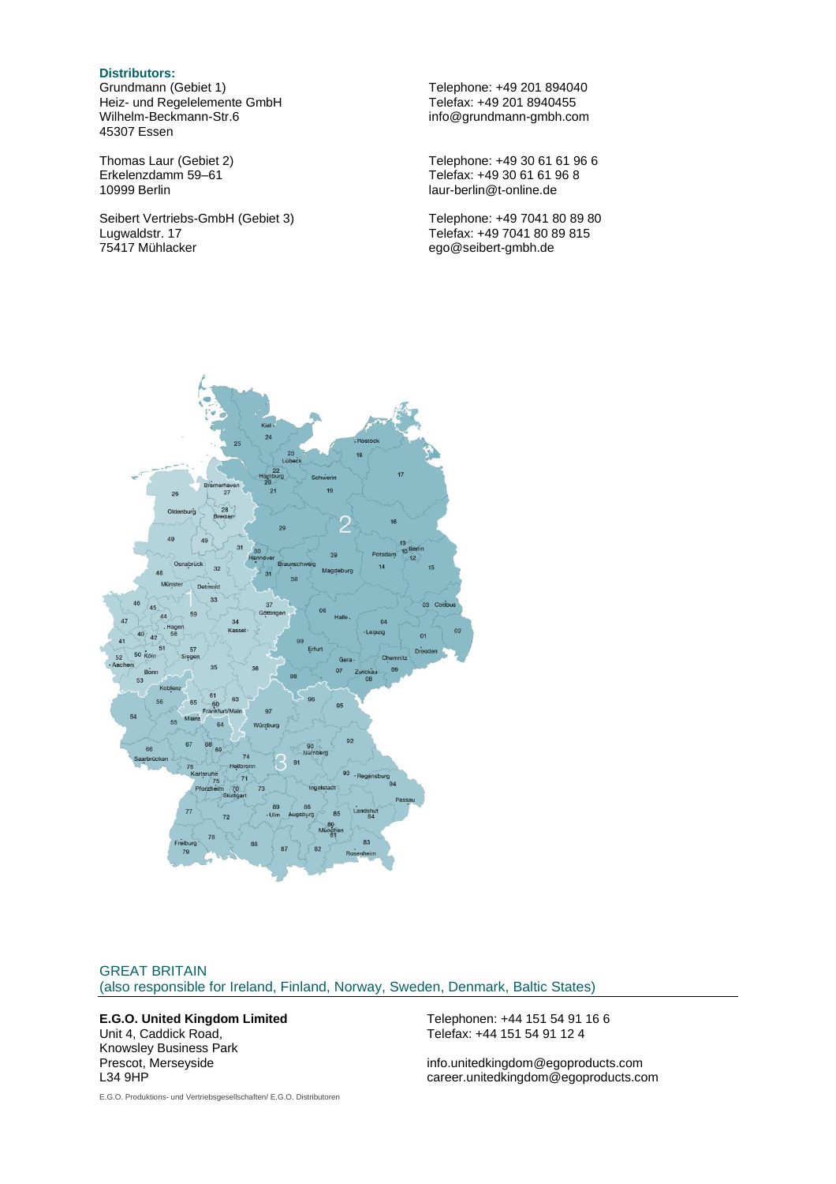**Distributors:**

Grundmann (Gebiet 1)
Heiz- und Regelelemente GmbH
Wilhelm-Beckmann-Str.6
45307 Essen

Telephone: +49 201 894040
Telefax: +49 201 8940455
info@grundmann-gmbh.com

Thomas Laur (Gebiet 2)
Erkelenzdamm 59–61
10999 Berlin

Telephone: +49 30 61 61 96 6
Telefax: +49 30 61 61 96 8
laur-berlin@t-online.de

Seibert Vertriebs-GmbH (Gebiet 3)
Lugwaldstr. 17
75417 Mühlacker

Telephone: +49 7041 80 89 80
Telefax: +49 7041 80 89 815
ego@seibert-gmbh.de

## GREAT BRITAIN
(also responsible for Ireland, Finland, Norway, Sweden, Denmark, Baltic States)

**E.G.O. United Kingdom Limited**
Unit 4, Caddick Road,
Knowsley Business Park
Prescot, Merseyside
L34 9HP

Telephonen: +44 151 54 91 16 6
Telefax: +44 151 54 91 12 4

info.unitedkingdom@egoproducts.com
career.unitedkingdom@egoproducts.com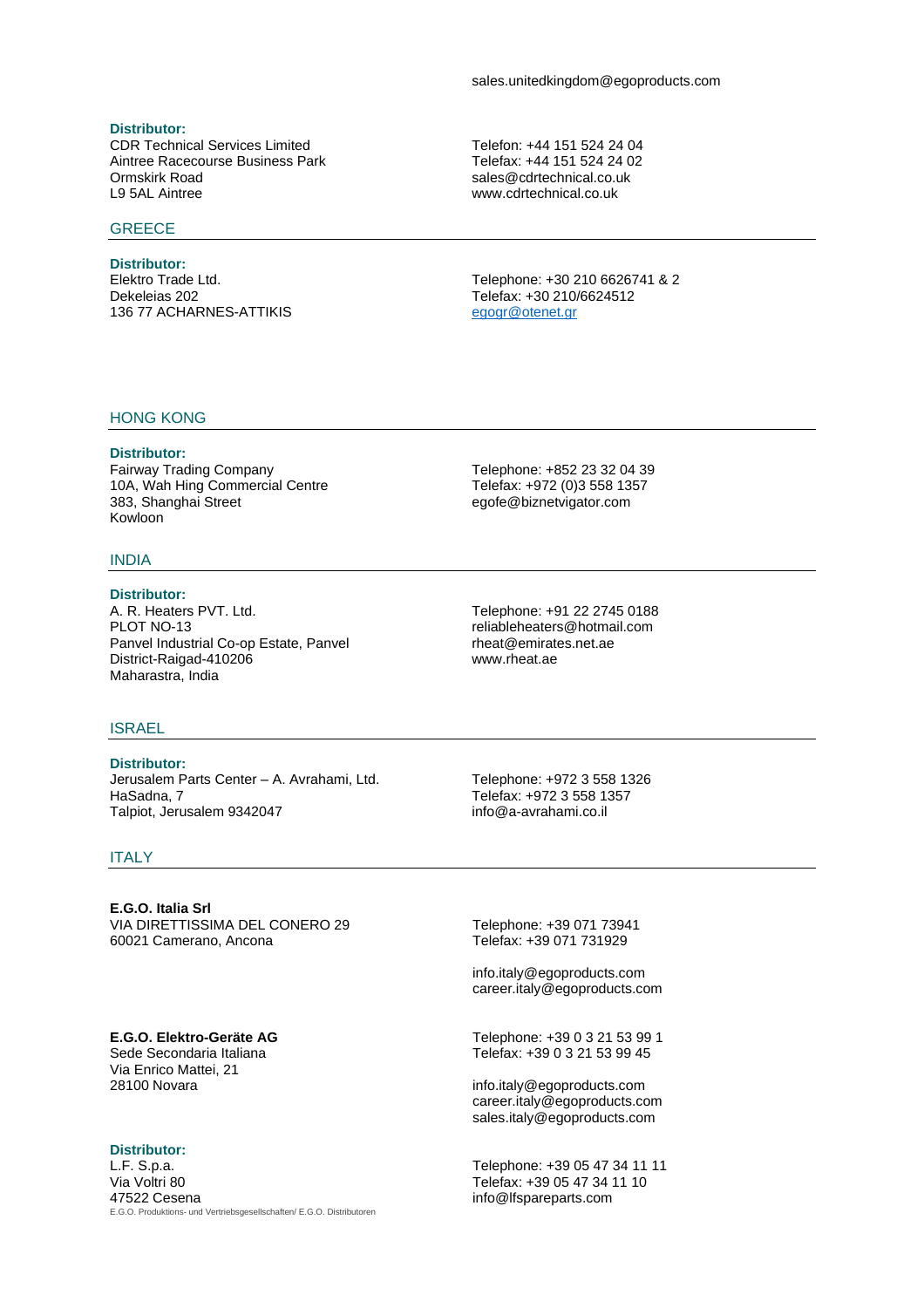sales.unitedkingdom@egoproducts.com

**Distributor:**
CDR Technical Services Limited
Aintree Racecourse Business Park
Ormskirk Road
L9 5AL Aintree

Telefon: +44 151 524 24 04
Telefax: +44 151 524 24 02
sales@cdrtechnical.co.uk
www.cdrtechnical.co.uk

## GREECE

**Distributor:**
Elektro Trade Ltd.
Dekeleias 202
136 77 ACHARNES-ATTIKIS

Telephone: +30 210 6626741 & 2
Telefax: +30 210/6624512
egogr@otenet.gr

## HONG KONG

**Distributor:**
Fairway Trading Company
10A, Wah Hing Commercial Centre
383, Shanghai Street
Kowloon

Telephone: +852 23 32 04 39
Telefax: +972 (0)3 558 1357
egofe@biznetvigator.com

## INDIA

**Distributor:**
A. R. Heaters PVT. Ltd.
PLOT NO-13
Panvel Industrial Co-op Estate, Panvel
District-Raigad-410206
Maharastra, India

Telephone: +91 22 2745 0188
reliableheaters@hotmail.com
rheat@emirates.net.ae
www.rheat.ae

## ISRAEL

**Distributor:**
Jerusalem Parts Center – A. Avrahami, Ltd.
HaSadna, 7
Talpiot, Jerusalem 9342047

Telephone: +972 3 558 1326
Telefax: +972 3 558 1357
info@a-avrahami.co.il

## ITALY

**E.G.O. Italia Srl**
VIA DIRETTISSIMA DEL CONERO 29
60021 Camerano, Ancona

Telephone: +39 071 73941
Telefax: +39 071 731929

info.italy@egoproducts.com
career.italy@egoproducts.com

**E.G.O. Elektro-Geräte AG**
Sede Secondaria Italiana
Via Enrico Mattei, 21
28100 Novara

Telephone: +39 0 3 21 53 99 1
Telefax: +39 0 3 21 53 99 45

info.italy@egoproducts.com
career.italy@egoproducts.com
sales.italy@egoproducts.com

**Distributor:**
L.F. S.p.a.
Via Voltri 80
47522 Cesena

Telephone: +39 05 47 34 11 11
Telefax: +39 05 47 34 11 10
info@lfspareparts.com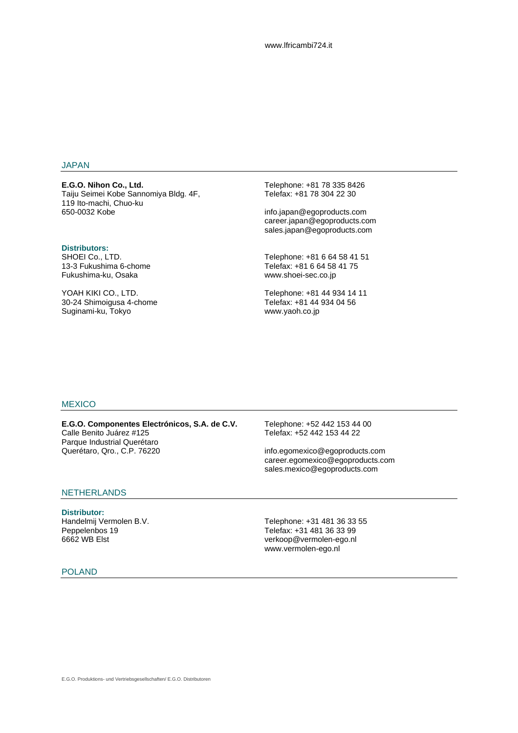## JAPAN

**E.G.O. Nihon Co., Ltd.**
Taiju Seimei Kobe Sannomiya Bldg. 4F,
119 Ito-machi, Chuo-ku
650-0032 Kobe

Telephone: +81 78 335 8426
Telefax: +81 78 304 22 30

info.japan@egoproducts.com
career.japan@egoproducts.com
sales.japan@egoproducts.com

**Distributors:**

SHOEI Co., LTD.
13-3 Fukushima 6-chome
Fukushima-ku, Osaka

Telephone: +81 6 64 58 41 51
Telefax: +81 6 64 58 41 75
www.shoei-sec.co.jp

YOAH KIKI CO., LTD.
30-24 Shimoigusa 4-chome
Suginami-ku, Tokyo

Telephone: +81 44 934 14 11
Telefax: +81 44 934 04 56
www.yaoh.co.jp

## MEXICO

**E.G.O. Componentes Electrónicos, S.A. de C.V.**
Calle Benito Juárez #125
Parque Industrial Querétaro
Querétaro, Qro., C.P. 76220

Telephone: +52 442 153 44 00
Telefax: +52 442 153 44 22

info.egomexico@egoproducts.com
career.egomexico@egoproducts.com
sales.mexico@egoproducts.com

## NETHERLANDS

**Distributor:**

Handelmij Vermolen B.V.
Peppelenbos 19
6662 WB Elst

Telephone: +31 481 36 33 55
Telefax: +31 481 36 33 99
verkoop@vermolen-ego.nl
www.vermolen-ego.nl

## POLAND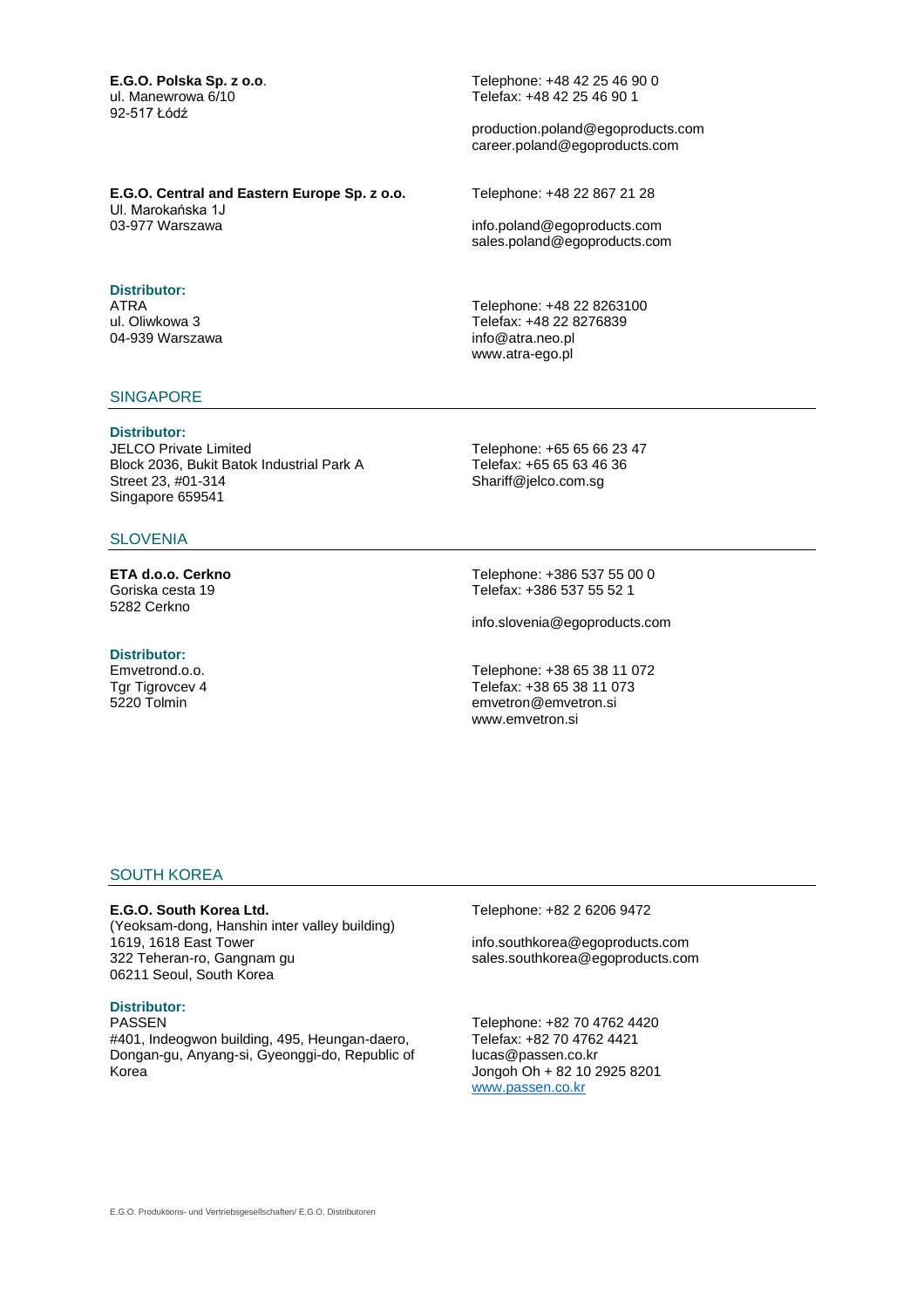**E.G.O. Polska Sp. z o.o**.
ul. Manewrowa 6/10
92-517 Łódź

Telephone: +48 42 25 46 90 0
Telefax: +48 42 25 46 90 1

production.poland@egoproducts.com
career.poland@egoproducts.com

**E.G.O. Central and Eastern Europe Sp. z o.o.**
Ul. Marokańska 1J
03-977 Warszawa

Telephone: +48 22 867 21 28

info.poland@egoproducts.com
sales.poland@egoproducts.com

**Distributor:**
ATRA
ul. Oliwkowa 3
04-939 Warszawa

Telephone: +48 22 8263100
Telefax: +48 22 8276839
info@atra.neo.pl
www.atra-ego.pl

## SINGAPORE

**Distributor:**
JELCO Private Limited
Block 2036, Bukit Batok Industrial Park A
Street 23, #01-314
Singapore 659541

Telephone: +65 65 66 23 47
Telefax: +65 65 63 46 36
Shariff@jelco.com.sg

## SLOVENIA

**ETA d.o.o. Cerkno**
Goriska cesta 19
5282 Cerkno

Telephone: +386 537 55 00 0
Telefax: +386 537 55 52 1

info.slovenia@egoproducts.com

**Distributor:**
Emvetrond.o.o.
Tgr Tigrovcev 4
5220 Tolmin

Telephone: +38 65 38 11 072
Telefax: +38 65 38 11 073
emvetron@emvetron.si
www.emvetron.si

## SOUTH KOREA

**E.G.O. South Korea Ltd.**
(Yeoksam-dong, Hanshin inter valley building)
1619, 1618 East Tower
322 Teheran-ro, Gangnam gu
06211 Seoul, South Korea

Telephone: +82 2 6206 9472

info.southkorea@egoproducts.com
sales.southkorea@egoproducts.com

**Distributor:**
PASSEN
#401, Indeogwon building, 495, Heungan-daero, Dongan-gu, Anyang-si, Gyeonggi-do, Republic of Korea

Telephone: +82 70 4762 4420
Telefax: +82 70 4762 4421
lucas@passen.co.kr
Jongoh Oh + 82 10 2925 8201
www.passen.co.kr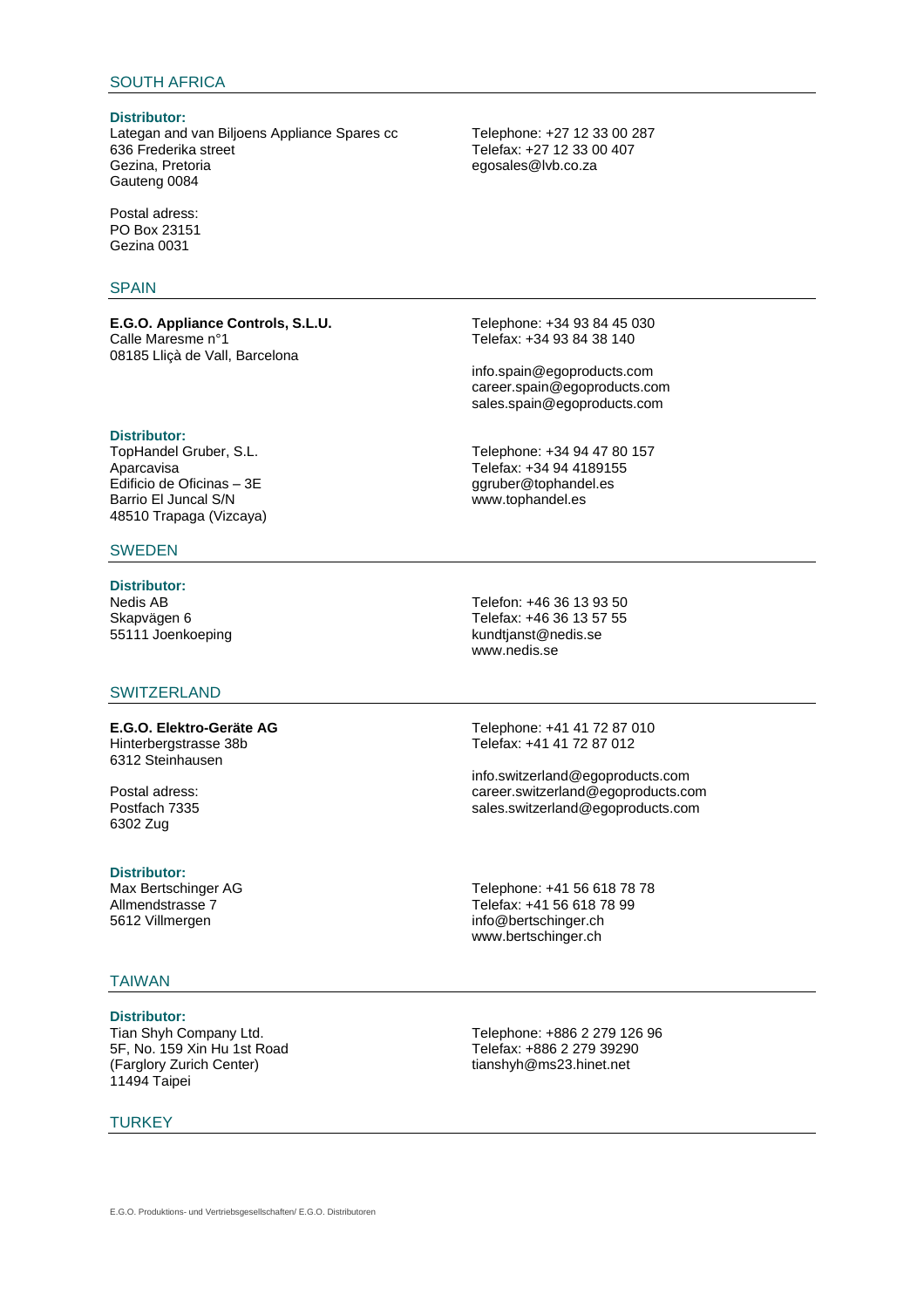## SOUTH AFRICA

**Distributor:**
Lategan and van Biljoens Appliance Spares cc
636 Frederika street
Gezina, Pretoria
Gauteng 0084

Postal adress:
PO Box 23151
Gezina 0031

Telephone: +27 12 33 00 287
Telefax: +27 12 33 00 407
egosales@lvb.co.za

## SPAIN

**E.G.O. Appliance Controls, S.L.U.**
Calle Maresme n°1
08185 Lliçà de Vall, Barcelona

Telephone: +34 93 84 45 030
Telefax: +34 93 84 38 140

info.spain@egoproducts.com
career.spain@egoproducts.com
sales.spain@egoproducts.com

**Distributor:**
TopHandel Gruber, S.L.
Aparcavisa
Edificio de Oficinas – 3E
Barrio El Juncal S/N
48510 Trapaga (Vizcaya)

Telephone: +34 94 47 80 157
Telefax: +34 94 4189155
ggruber@tophandel.es
www.tophandel.es

## SWEDEN

**Distributor:**
Nedis AB
Skapvägen 6
55111 Joenkoeping

Telefon: +46 36 13 93 50
Telefax: +46 36 13 57 55
kundtjanst@nedis.se
www.nedis.se

## SWITZERLAND

**E.G.O. Elektro-Geräte AG**
Hinterbergstrasse 38b
6312 Steinhausen

Postal adress:
Postfach 7335
6302 Zug

Telephone: +41 41 72 87 010
Telefax: +41 41 72 87 012

info.switzerland@egoproducts.com
career.switzerland@egoproducts.com
sales.switzerland@egoproducts.com

**Distributor:**
Max Bertschinger AG
Allmendstrasse 7
5612 Villmergen

Telephone: +41 56 618 78 78
Telefax: +41 56 618 78 99
info@bertschinger.ch
www.bertschinger.ch

## TAIWAN

**Distributor:**
Tian Shyh Company Ltd.
5F, No. 159 Xin Hu 1st Road
(Farglory Zurich Center)
11494 Taipei

Telephone: +886 2 279 126 96
Telefax: +886 2 279 39290
tianshyh@ms23.hinet.net

## TURKEY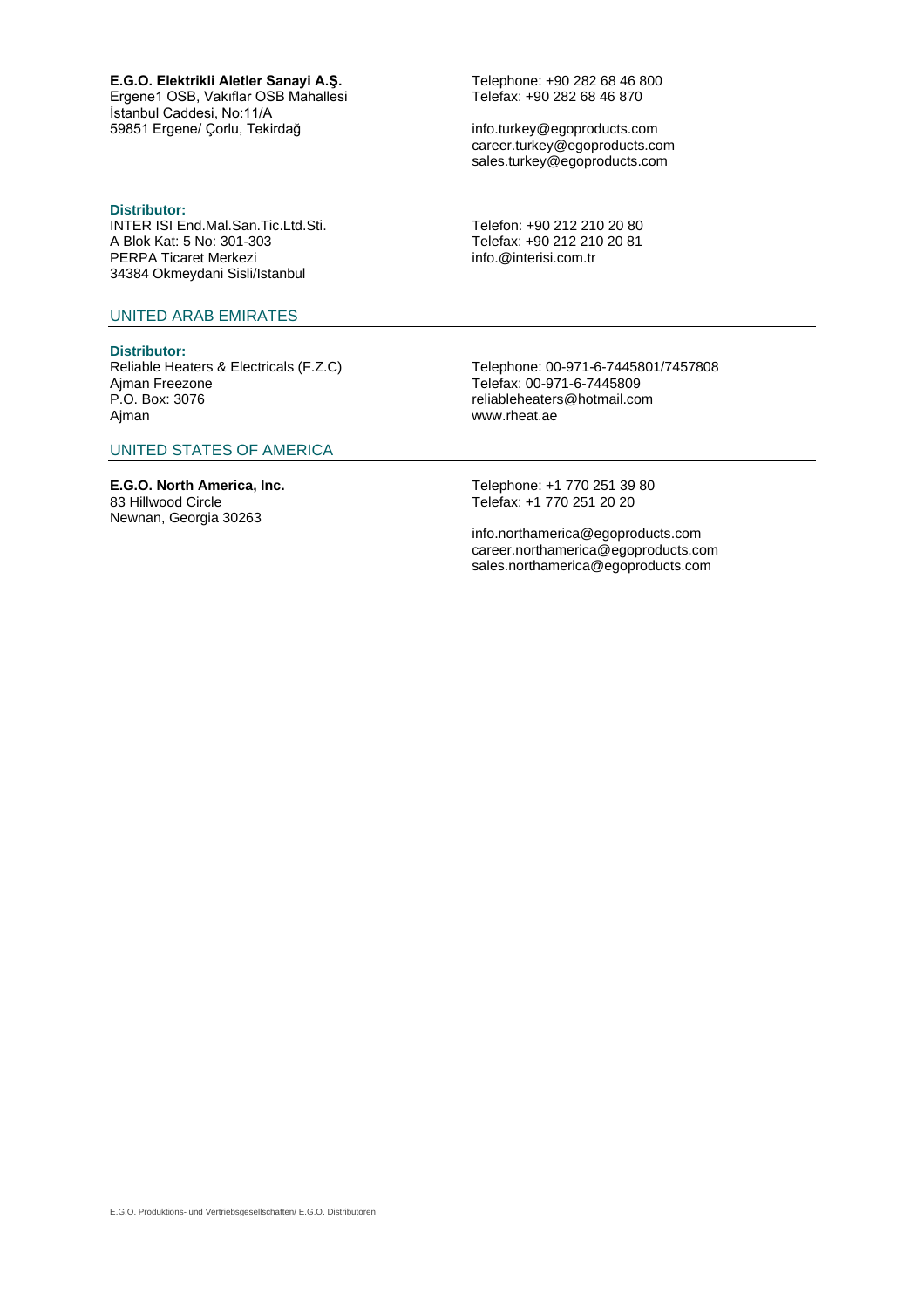**E.G.O. Elektrikli Aletler Sanayi A.Ş.**
Ergene1 OSB, Vakıflar OSB Mahallesi
İstanbul Caddesi, No:11/A
59851 Ergene/ Çorlu, Tekirdağ

Telephone: +90 282 68 46 800
Telefax: +90 282 68 46 870

info.turkey@egoproducts.com
career.turkey@egoproducts.com
sales.turkey@egoproducts.com

**Distributor:**
INTER ISI End.Mal.San.Tic.Ltd.Sti.
A Blok Kat: 5 No: 301-303
PERPA Ticaret Merkezi
34384 Okmeydani Sisli/Istanbul

Telefon: +90 212 210 20 80
Telefax: +90 212 210 20 81
info.@interisi.com.tr

## UNITED ARAB EMIRATES

**Distributor:**
Reliable Heaters & Electricals (F.Z.C)
Ajman Freezone
P.O. Box: 3076
Ajman

Telephone: 00-971-6-7445801/7457808
Telefax: 00-971-6-7445809
reliableheaters@hotmail.com
www.rheat.ae

## UNITED STATES OF AMERICA

**E.G.O. North America, Inc.**
83 Hillwood Circle
Newnan, Georgia 30263

Telephone: +1 770 251 39 80
Telefax: +1 770 251 20 20

info.northamerica@egoproducts.com
career.northamerica@egoproducts.com
sales.northamerica@egoproducts.com